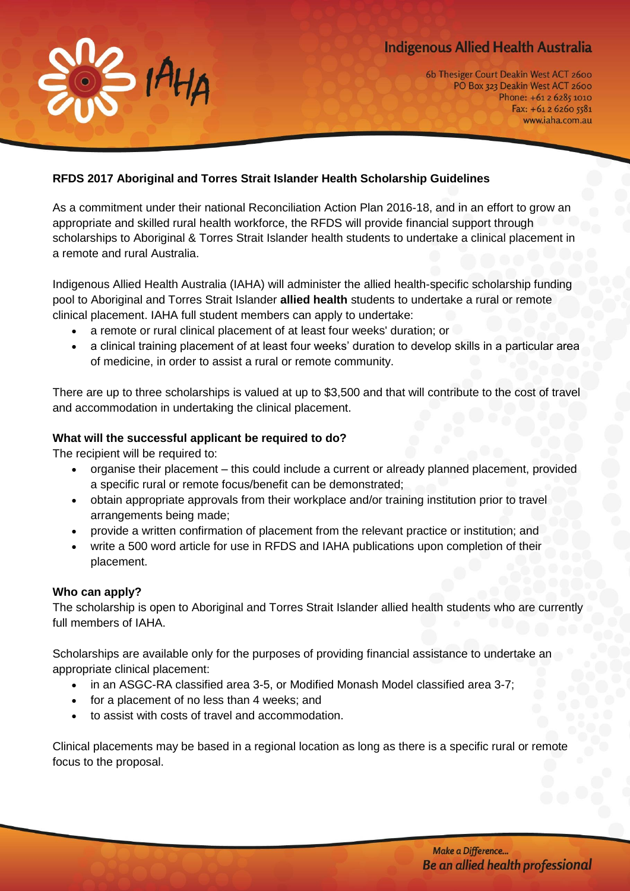**Indigenous Allied Health Australia**

6b Thesiger Court Deakin West ACT 2600
PO Box 323 Deakin West ACT 2600
Phone: +61 2 6285 1010
Fax: +61 2 6260 5581
www.iaha.com.au

## RFDS 2017 Aboriginal and Torres Strait Islander Health Scholarship Guidelines

As a commitment under their national Reconciliation Action Plan 2016-18, and in an effort to grow an appropriate and skilled rural health workforce, the RFDS will provide financial support through scholarships to Aboriginal & Torres Strait Islander health students to undertake a clinical placement in a remote and rural Australia.

Indigenous Allied Health Australia (IAHA) will administer the allied health-specific scholarship funding pool to Aboriginal and Torres Strait Islander **allied health** students to undertake a rural or remote clinical placement. IAHA full student members can apply to undertake:

- a remote or rural clinical placement of at least four weeks' duration; or
- a clinical training placement of at least four weeks' duration to develop skills in a particular area of medicine, in order to assist a rural or remote community.

There are up to three scholarships is valued at up to $3,500 and that will contribute to the cost of travel and accommodation in undertaking the clinical placement.

### What will the successful applicant be required to do?

The recipient will be required to:

- organise their placement – this could include a current or already planned placement, provided a specific rural or remote focus/benefit can be demonstrated;
- obtain appropriate approvals from their workplace and/or training institution prior to travel arrangements being made;
- provide a written confirmation of placement from the relevant practice or institution; and
- write a 500 word article for use in RFDS and IAHA publications upon completion of their placement.

### Who can apply?

The scholarship is open to Aboriginal and Torres Strait Islander allied health students who are currently full members of IAHA.

Scholarships are available only for the purposes of providing financial assistance to undertake an appropriate clinical placement:

- in an ASGC-RA classified area 3-5, or Modified Monash Model classified area 3-7;
- for a placement of no less than 4 weeks; and
- to assist with costs of travel and accommodation.

Clinical placements may be based in a regional location as long as there is a specific rural or remote focus to the proposal.

*Make a Difference...*
*Be an allied health professional*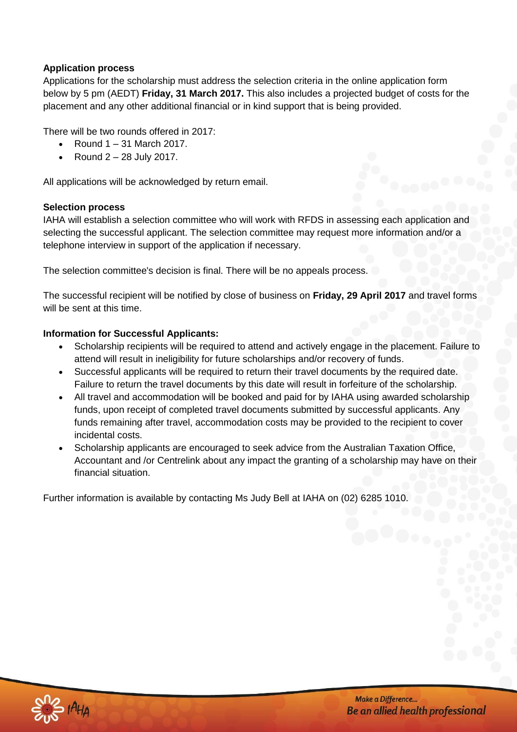**Application process**

Applications for the scholarship must address the selection criteria in the online application form below by 5 pm (AEDT) **Friday, 31 March 2017.** This also includes a projected budget of costs for the placement and any other additional financial or in kind support that is being provided.

There will be two rounds offered in 2017:

- Round 1 – 31 March 2017.
- Round 2 – 28 July 2017.

All applications will be acknowledged by return email.

**Selection process**

IAHA will establish a selection committee who will work with RFDS in assessing each application and selecting the successful applicant. The selection committee may request more information and/or a telephone interview in support of the application if necessary.

The selection committee's decision is final. There will be no appeals process.

The successful recipient will be notified by close of business on **Friday, 29 April 2017** and travel forms will be sent at this time.

**Information for Successful Applicants:**

- Scholarship recipients will be required to attend and actively engage in the placement. Failure to attend will result in ineligibility for future scholarships and/or recovery of funds.
- Successful applicants will be required to return their travel documents by the required date. Failure to return the travel documents by this date will result in forfeiture of the scholarship.
- All travel and accommodation will be booked and paid for by IAHA using awarded scholarship funds, upon receipt of completed travel documents submitted by successful applicants. Any funds remaining after travel, accommodation costs may be provided to the recipient to cover incidental costs.
- Scholarship applicants are encouraged to seek advice from the Australian Taxation Office, Accountant and /or Centrelink about any impact the granting of a scholarship may have on their financial situation.

Further information is available by contacting Ms Judy Bell at IAHA on (02) 6285 1010.